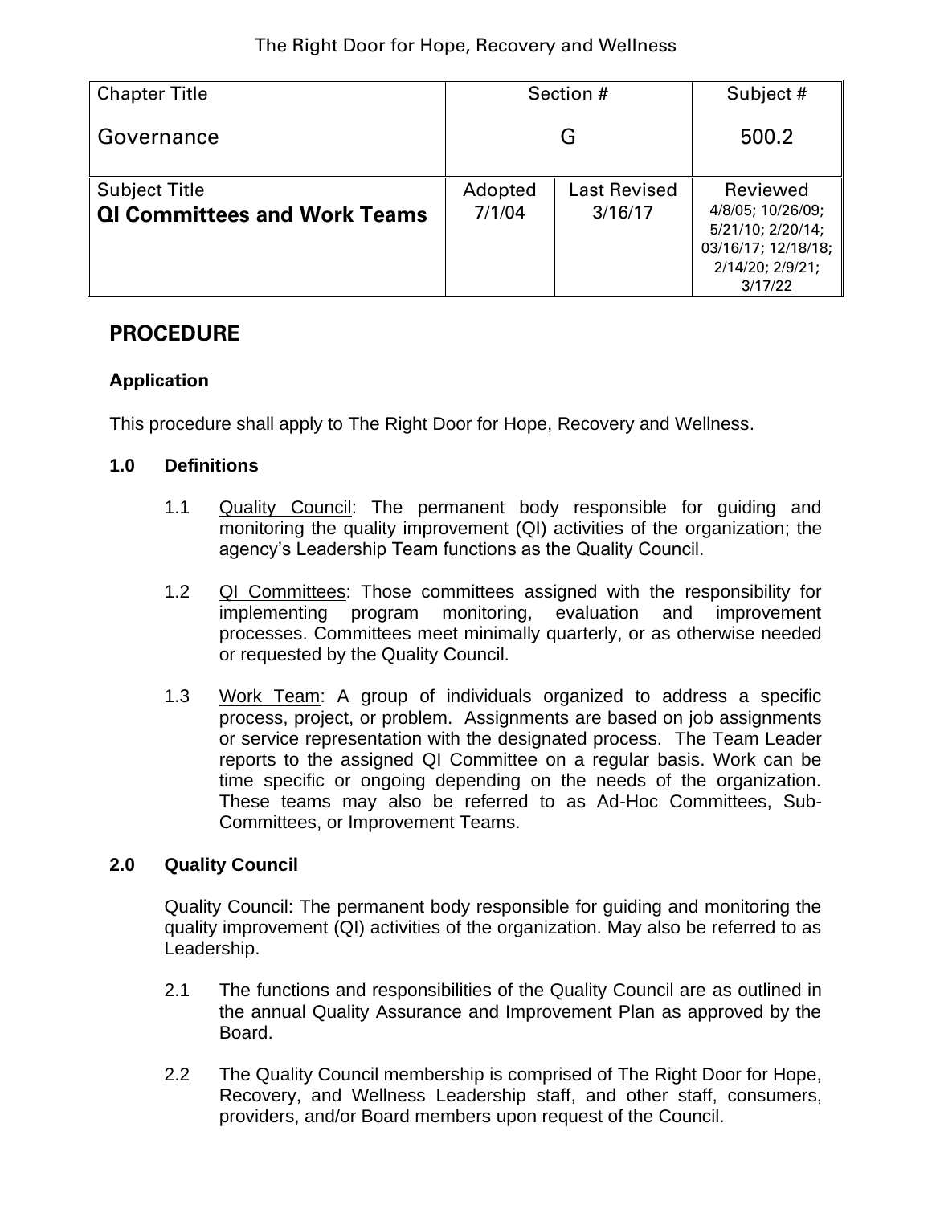The Right Door for Hope, Recovery and Wellness

| Chapter Title | Section # | | Subject # |
|---|---|---|---|
| Governance | G | | 500.2 |
| Subject Title<br>**QI Committees and Work Teams** | Adopted<br>7/1/04 | Last Revised<br>3/16/17 | Reviewed<br>4/8/05; 10/26/09; 5/21/10; 2/20/14; 03/16/17; 12/18/18; 2/14/20; 2/9/21; 3/17/22 |

## PROCEDURE

### Application

This procedure shall apply to The Right Door for Hope, Recovery and Wellness.

### 1.0 Definitions

1.1 Quality Council: The permanent body responsible for guiding and monitoring the quality improvement (QI) activities of the organization; the agency's Leadership Team functions as the Quality Council.

1.2 QI Committees: Those committees assigned with the responsibility for implementing program monitoring, evaluation and improvement processes. Committees meet minimally quarterly, or as otherwise needed or requested by the Quality Council.

1.3 Work Team: A group of individuals organized to address a specific process, project, or problem. Assignments are based on job assignments or service representation with the designated process. The Team Leader reports to the assigned QI Committee on a regular basis. Work can be time specific or ongoing depending on the needs of the organization. These teams may also be referred to as Ad-Hoc Committees, Sub-Committees, or Improvement Teams.

### 2.0 Quality Council

Quality Council: The permanent body responsible for guiding and monitoring the quality improvement (QI) activities of the organization. May also be referred to as Leadership.

2.1 The functions and responsibilities of the Quality Council are as outlined in the annual Quality Assurance and Improvement Plan as approved by the Board.

2.2 The Quality Council membership is comprised of The Right Door for Hope, Recovery, and Wellness Leadership staff, and other staff, consumers, providers, and/or Board members upon request of the Council.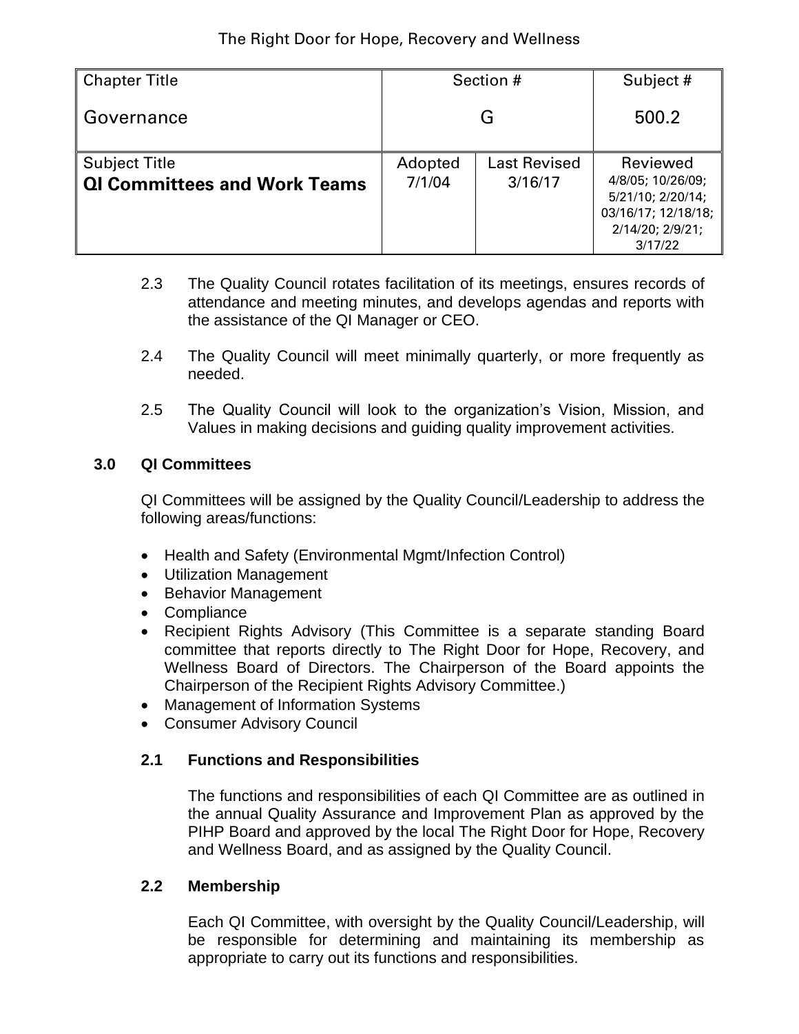| Chapter Title | Section # | | Subject # |
|---|---|---|---|
| Governance | G | | 500.2 |
| Subject Title | Adopted | Last Revised | Reviewed |
| **QI Committees and Work Teams** | 7/1/04 | 3/16/17 | 4/8/05; 10/26/09; 5/21/10; 2/20/14; 03/16/17; 12/18/18; 2/14/20; 2/9/21; 3/17/22 |

2.3 The Quality Council rotates facilitation of its meetings, ensures records of attendance and meeting minutes, and develops agendas and reports with the assistance of the QI Manager or CEO.

2.4 The Quality Council will meet minimally quarterly, or more frequently as needed.

2.5 The Quality Council will look to the organization's Vision, Mission, and Values in making decisions and guiding quality improvement activities.

**3.0 QI Committees**

QI Committees will be assigned by the Quality Council/Leadership to address the following areas/functions:

- Health and Safety (Environmental Mgmt/Infection Control)
- Utilization Management
- Behavior Management
- Compliance
- Recipient Rights Advisory (This Committee is a separate standing Board committee that reports directly to The Right Door for Hope, Recovery, and Wellness Board of Directors. The Chairperson of the Board appoints the Chairperson of the Recipient Rights Advisory Committee.)
- Management of Information Systems
- Consumer Advisory Council

**2.1 Functions and Responsibilities**

The functions and responsibilities of each QI Committee are as outlined in the annual Quality Assurance and Improvement Plan as approved by the PIHP Board and approved by the local The Right Door for Hope, Recovery and Wellness Board, and as assigned by the Quality Council.

**2.2 Membership**

Each QI Committee, with oversight by the Quality Council/Leadership, will be responsible for determining and maintaining its membership as appropriate to carry out its functions and responsibilities.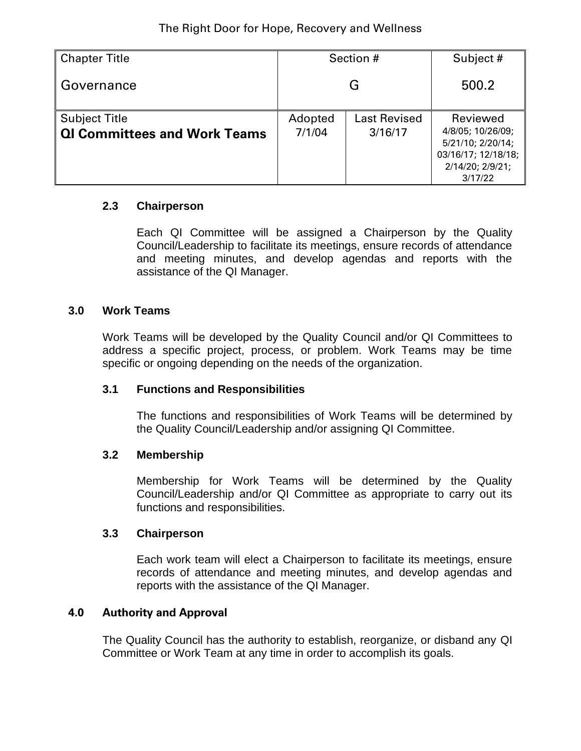| Chapter Title | Section # | | Subject # |
|---|---|---|---|
| Governance | G | | 500.2 |
| Subject Title | Adopted | Last Revised | Reviewed |
| **QI Committees and Work Teams** | 7/1/04 | 3/16/17 | 4/8/05; 10/26/09; 5/21/10; 2/20/14; 03/16/17; 12/18/18; 2/14/20; 2/9/21; 3/17/22 |

### 2.3 Chairperson

Each QI Committee will be assigned a Chairperson by the Quality Council/Leadership to facilitate its meetings, ensure records of attendance and meeting minutes, and develop agendas and reports with the assistance of the QI Manager.

## 3.0 Work Teams

Work Teams will be developed by the Quality Council and/or QI Committees to address a specific project, process, or problem. Work Teams may be time specific or ongoing depending on the needs of the organization.

### 3.1 Functions and Responsibilities

The functions and responsibilities of Work Teams will be determined by the Quality Council/Leadership and/or assigning QI Committee.

### 3.2 Membership

Membership for Work Teams will be determined by the Quality Council/Leadership and/or QI Committee as appropriate to carry out its functions and responsibilities.

### 3.3 Chairperson

Each work team will elect a Chairperson to facilitate its meetings, ensure records of attendance and meeting minutes, and develop agendas and reports with the assistance of the QI Manager.

## 4.0 Authority and Approval

The Quality Council has the authority to establish, reorganize, or disband any QI Committee or Work Team at any time in order to accomplish its goals.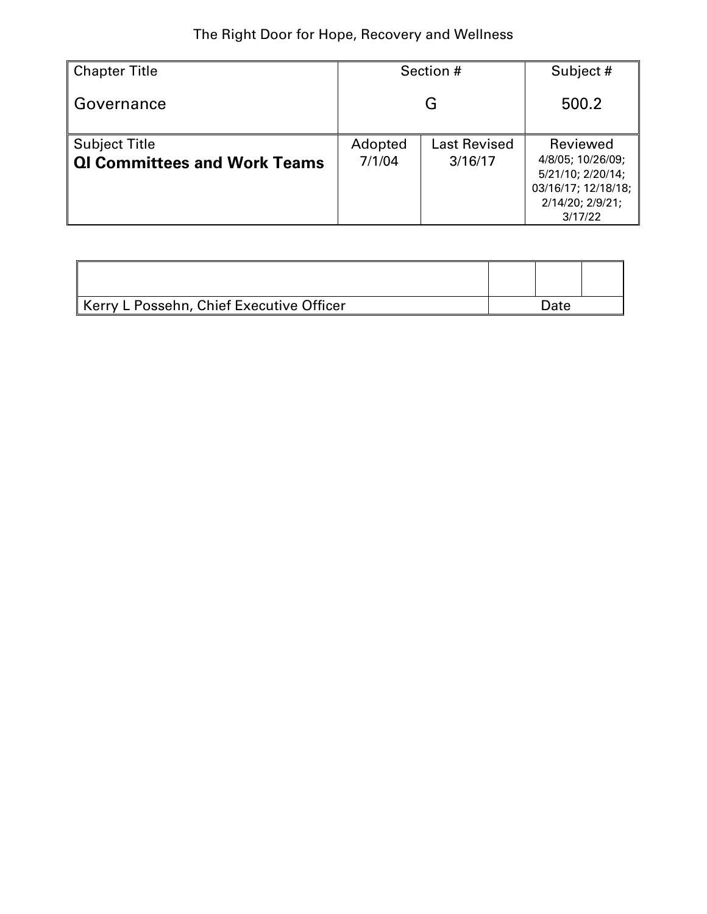The Right Door for Hope, Recovery and Wellness

| Chapter Title | Section # | | Subject # |
| --- | --- | --- | --- |
| Governance | G | | 500.2 |
| Subject Title<br>**QI Committees and Work Teams** | Adopted<br>7/1/04 | Last Revised<br>3/16/17 | Reviewed<br>4/8/05; 10/26/09; 5/21/10; 2/20/14; 03/16/17; 12/18/18; 2/14/20; 2/9/21; 3/17/22 |

| | | | |
| --- | --- | --- | --- |
| | | | |
| Kerry L Possehn, Chief Executive Officer | Date | | |